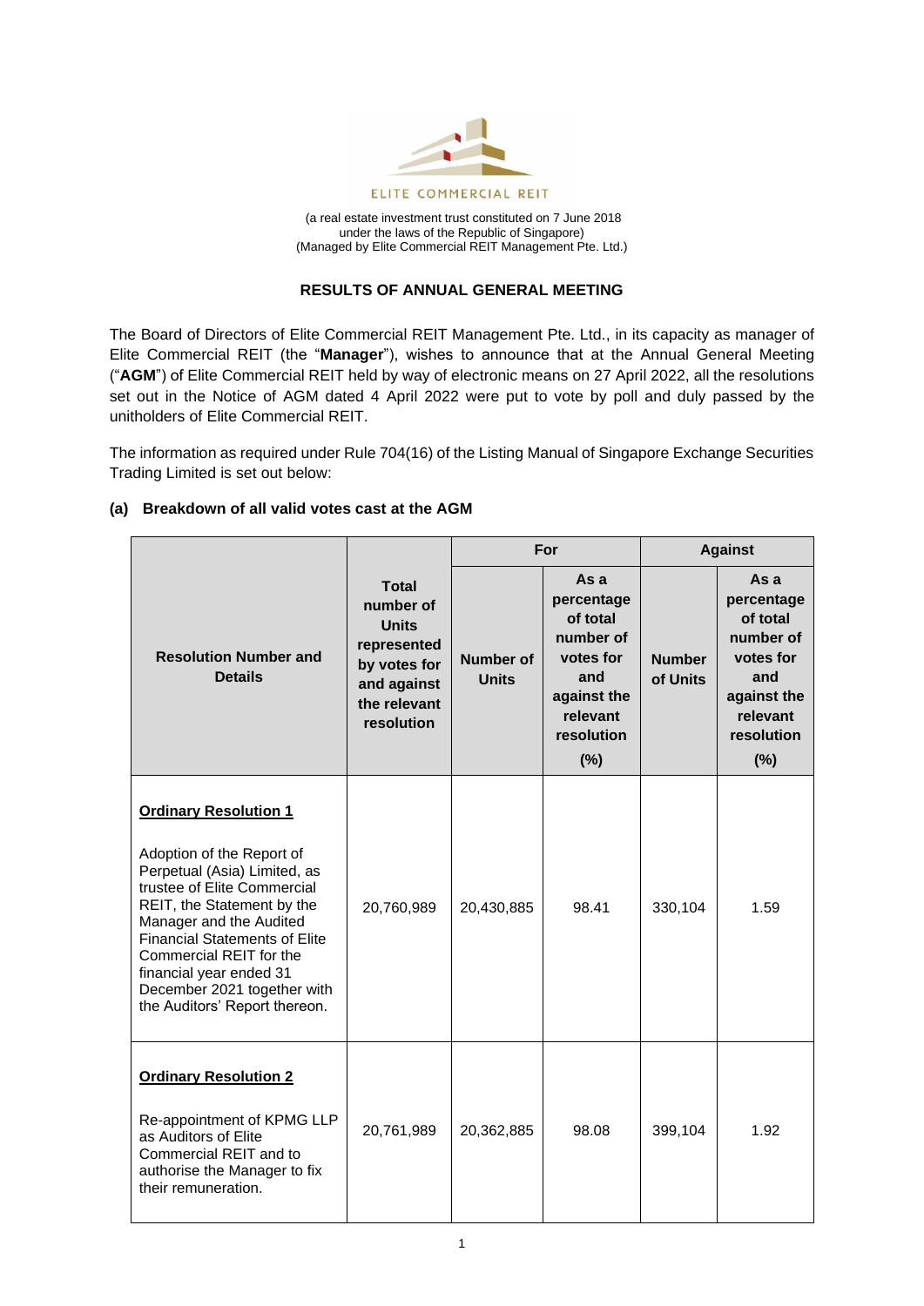ELITE COMMERCIAL REIT

(a real estate investment trust constituted on 7 June 2018
under the laws of the Republic of Singapore)
(Managed by Elite Commercial REIT Management Pte. Ltd.)

## RESULTS OF ANNUAL GENERAL MEETING

The Board of Directors of Elite Commercial REIT Management Pte. Ltd., in its capacity as manager of Elite Commercial REIT (the "**Manager**"), wishes to announce that at the Annual General Meeting ("**AGM**") of Elite Commercial REIT held by way of electronic means on 27 April 2022, all the resolutions set out in the Notice of AGM dated 4 April 2022 were put to vote by poll and duly passed by the unitholders of Elite Commercial REIT.

The information as required under Rule 704(16) of the Listing Manual of Singapore Exchange Securities Trading Limited is set out below:

### (a) Breakdown of all valid votes cast at the AGM

| Resolution Number and Details | Total number of Units represented by votes for and against the relevant resolution | For | | Against | |
|---|---|---|---|---|---|
| | | Number of Units | As a percentage of total number of votes for and against the relevant resolution (%) | Number of Units | As a percentage of total number of votes for and against the relevant resolution (%) |
| **Ordinary Resolution 1**<br><br>Adoption of the Report of Perpetual (Asia) Limited, as trustee of Elite Commercial REIT, the Statement by the Manager and the Audited Financial Statements of Elite Commercial REIT for the financial year ended 31 December 2021 together with the Auditors' Report thereon. | 20,760,989 | 20,430,885 | 98.41 | 330,104 | 1.59 |
| **Ordinary Resolution 2**<br><br>Re-appointment of KPMG LLP as Auditors of Elite Commercial REIT and to authorise the Manager to fix their remuneration. | 20,761,989 | 20,362,885 | 98.08 | 399,104 | 1.92 |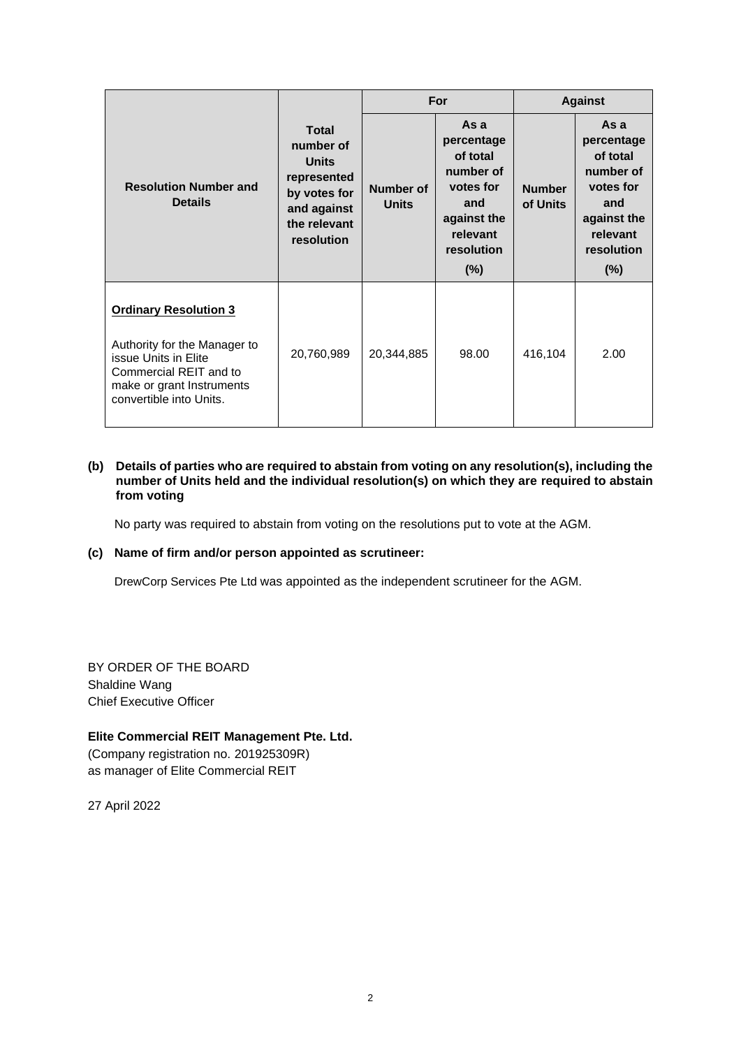| Resolution Number and Details | Total number of Units represented by votes for and against the relevant resolution | For | | Against | |
|---|---|---|---|---|---|
| | | Number of Units | As a percentage of total number of votes for and against the relevant resolution (%) | Number of Units | As a percentage of total number of votes for and against the relevant resolution (%) |
| **Ordinary Resolution 3**<br><br>Authority for the Manager to issue Units in Elite Commercial REIT and to make or grant Instruments convertible into Units. | 20,760,989 | 20,344,885 | 98.00 | 416,104 | 2.00 |

**(b) Details of parties who are required to abstain from voting on any resolution(s), including the number of Units held and the individual resolution(s) on which they are required to abstain from voting**

No party was required to abstain from voting on the resolutions put to vote at the AGM.

**(c) Name of firm and/or person appointed as scrutineer:**

DrewCorp Services Pte Ltd was appointed as the independent scrutineer for the AGM.

BY ORDER OF THE BOARD
Shaldine Wang
Chief Executive Officer

**Elite Commercial REIT Management Pte. Ltd.**
(Company registration no. 201925309R)
as manager of Elite Commercial REIT

27 April 2022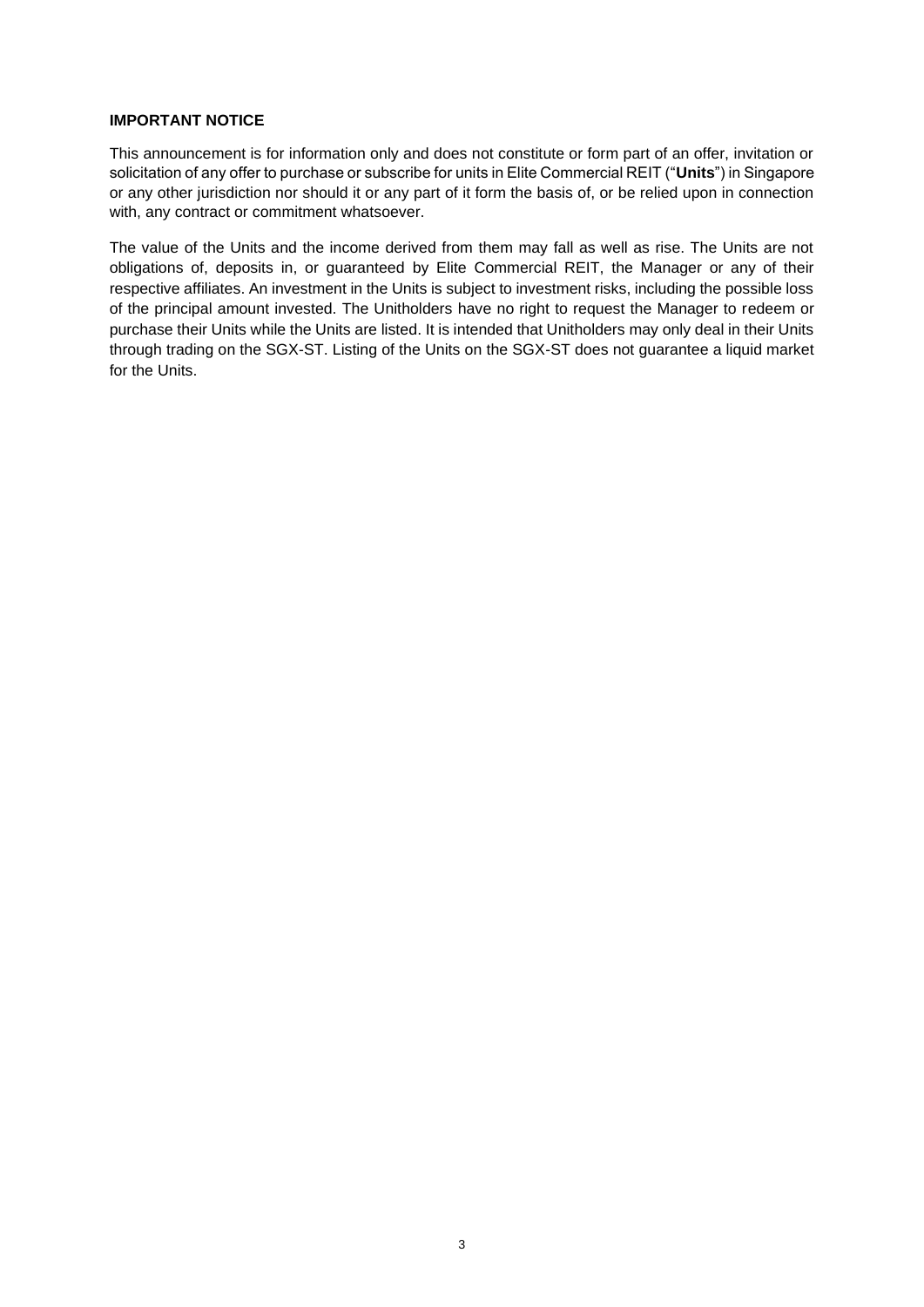**IMPORTANT NOTICE**

This announcement is for information only and does not constitute or form part of an offer, invitation or solicitation of any offer to purchase or subscribe for units in Elite Commercial REIT ("**Units**") in Singapore or any other jurisdiction nor should it or any part of it form the basis of, or be relied upon in connection with, any contract or commitment whatsoever.

The value of the Units and the income derived from them may fall as well as rise. The Units are not obligations of, deposits in, or guaranteed by Elite Commercial REIT, the Manager or any of their respective affiliates. An investment in the Units is subject to investment risks, including the possible loss of the principal amount invested. The Unitholders have no right to request the Manager to redeem or purchase their Units while the Units are listed. It is intended that Unitholders may only deal in their Units through trading on the SGX-ST. Listing of the Units on the SGX-ST does not guarantee a liquid market for the Units.